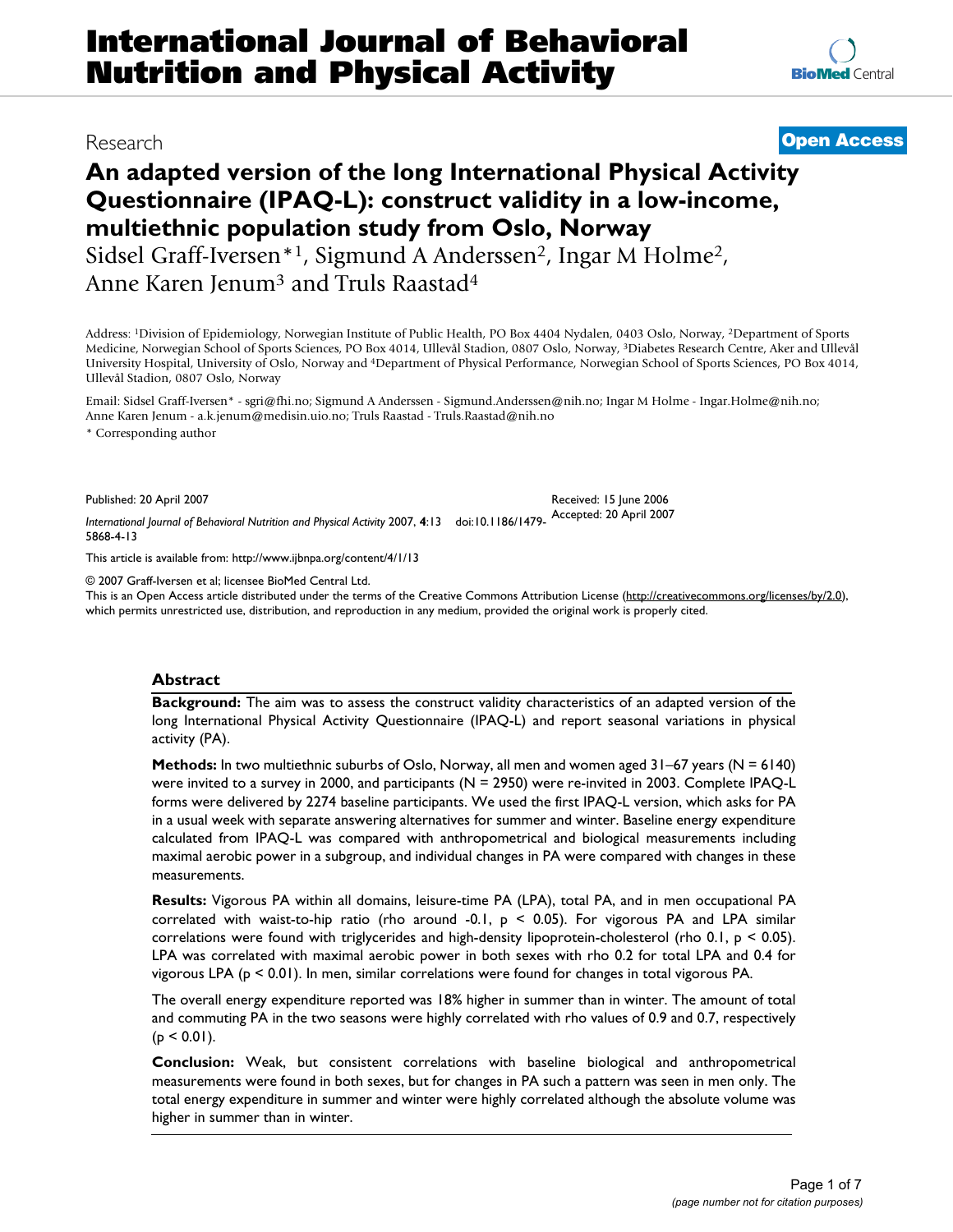# International Journal of Behavioral Nutrition and Physical Activity

Research **Open Access**

# An adapted version of the long International Physical Activity Questionnaire (IPAQ-L): construct validity in a low-income, multiethnic population study from Oslo, Norway

Sidsel Graff-Iversen*[1], Sigmund A Anderssen[2], Ingar M Holme[2], Anne Karen Jenum[3] and Truls Raastad[4]

Address: [1]Division of Epidemiology, Norwegian Institute of Public Health, PO Box 4404 Nydalen, 0403 Oslo, Norway, [2]Department of Sports Medicine, Norwegian School of Sports Sciences, PO Box 4014, Ullevål Stadion, 0807 Oslo, Norway, [3]Diabetes Research Centre, Aker and Ullevål University Hospital, University of Oslo, Norway and [4]Department of Physical Performance, Norwegian School of Sports Sciences, PO Box 4014, Ullevål Stadion, 0807 Oslo, Norway

Email: Sidsel Graff-Iversen* - sgri@fhi.no; Sigmund A Anderssen - Sigmund.Anderssen@nih.no; Ingar M Holme - Ingar.Holme@nih.no; Anne Karen Jenum - a.k.jenum@medisin.uio.no; Truls Raastad - Truls.Raastad@nih.no

* Corresponding author

Published: 20 April 2007

*International Journal of Behavioral Nutrition and Physical Activity* 2007, **4**:13 doi:10.1186/1479-5868-4-13

Received: 15 June 2006
Accepted: 20 April 2007

This article is available from: http://www.ijbnpa.org/content/4/1/13

© 2007 Graff-Iversen et al; licensee BioMed Central Ltd.
This is an Open Access article distributed under the terms of the Creative Commons Attribution License (http://creativecommons.org/licenses/by/2.0), which permits unrestricted use, distribution, and reproduction in any medium, provided the original work is properly cited.

## Abstract

**Background:** The aim was to assess the construct validity characteristics of an adapted version of the long International Physical Activity Questionnaire (IPAQ-L) and report seasonal variations in physical activity (PA).

**Methods:** In two multiethnic suburbs of Oslo, Norway, all men and women aged 31–67 years (N = 6140) were invited to a survey in 2000, and participants (N = 2950) were re-invited in 2003. Complete IPAQ-L forms were delivered by 2274 baseline participants. We used the first IPAQ-L version, which asks for PA in a usual week with separate answering alternatives for summer and winter. Baseline energy expenditure calculated from IPAQ-L was compared with anthropometrical and biological measurements including maximal aerobic power in a subgroup, and individual changes in PA were compared with changes in these measurements.

**Results:** Vigorous PA within all domains, leisure-time PA (LPA), total PA, and in men occupational PA correlated with waist-to-hip ratio (rho around -0.1, $p < 0.05$). For vigorous PA and LPA similar correlations were found with triglycerides and high-density lipoprotein-cholesterol (rho 0.1, $p < 0.05$). LPA was correlated with maximal aerobic power in both sexes with rho 0.2 for total LPA and 0.4 for vigorous LPA ($p < 0.01$). In men, similar correlations were found for changes in total vigorous PA.

The overall energy expenditure reported was 18% higher in summer than in winter. The amount of total and commuting PA in the two seasons were highly correlated with rho values of 0.9 and 0.7, respectively ($p < 0.01$).

**Conclusion:** Weak, but consistent correlations with baseline biological and anthropometrical measurements were found in both sexes, but for changes in PA such a pattern was seen in men only. The total energy expenditure in summer and winter were highly correlated although the absolute volume was higher in summer than in winter.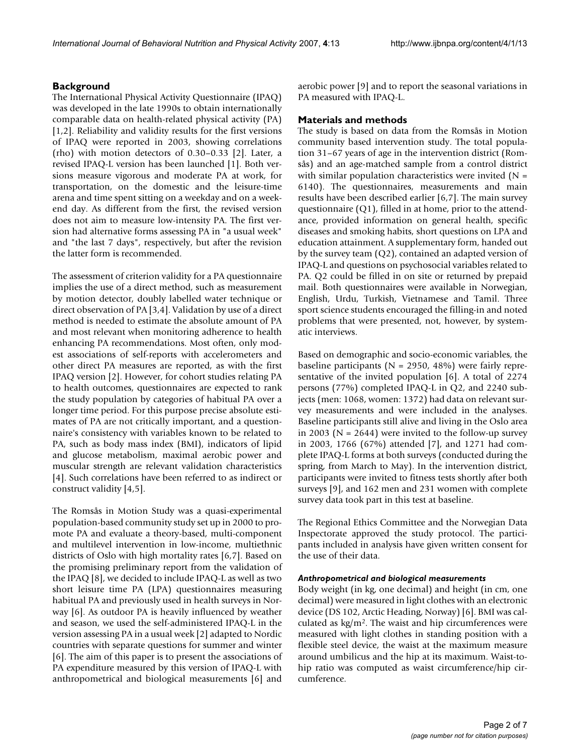## Background

The International Physical Activity Questionnaire (IPAQ) was developed in the late 1990s to obtain internationally comparable data on health-related physical activity (PA) [1,2]. Reliability and validity results for the first versions of IPAQ were reported in 2003, showing correlations (rho) with motion detectors of 0.30–0.33 [2]. Later, a revised IPAQ-L version has been launched [1]. Both versions measure vigorous and moderate PA at work, for transportation, on the domestic and the leisure-time arena and time spent sitting on a weekday and on a weekend day. As different from the first, the revised version does not aim to measure low-intensity PA. The first version had alternative forms assessing PA in "a usual week" and "the last 7 days", respectively, but after the revision the latter form is recommended.

The assessment of criterion validity for a PA questionnaire implies the use of a direct method, such as measurement by motion detector, doubly labelled water technique or direct observation of PA [3,4]. Validation by use of a direct method is needed to estimate the absolute amount of PA and most relevant when monitoring adherence to health enhancing PA recommendations. Most often, only modest associations of self-reports with accelerometers and other direct PA measures are reported, as with the first IPAQ version [2]. However, for cohort studies relating PA to health outcomes, questionnaires are expected to rank the study population by categories of habitual PA over a longer time period. For this purpose precise absolute estimates of PA are not critically important, and a questionnaire's consistency with variables known to be related to PA, such as body mass index (BMI), indicators of lipid and glucose metabolism, maximal aerobic power and muscular strength are relevant validation characteristics [4]. Such correlations have been referred to as indirect or construct validity [4,5].

The Romsås in Motion Study was a quasi-experimental population-based community study set up in 2000 to promote PA and evaluate a theory-based, multi-component and multilevel intervention in low-income, multiethnic districts of Oslo with high mortality rates [6,7]. Based on the promising preliminary report from the validation of the IPAQ [8], we decided to include IPAQ-L as well as two short leisure time PA (LPA) questionnaires measuring habitual PA and previously used in health surveys in Norway [6]. As outdoor PA is heavily influenced by weather and season, we used the self-administered IPAQ-L in the version assessing PA in a usual week [2] adapted to Nordic countries with separate questions for summer and winter [6]. The aim of this paper is to present the associations of PA expenditure measured by this version of IPAQ-L with anthropometrical and biological measurements [6] and aerobic power [9] and to report the seasonal variations in PA measured with IPAQ-L.

## Materials and methods

The study is based on data from the Romsås in Motion community based intervention study. The total population 31–67 years of age in the intervention district (Romsås) and an age-matched sample from a control district with similar population characteristics were invited (N = 6140). The questionnaires, measurements and main results have been described earlier [6,7]. The main survey questionnaire (Q1), filled in at home, prior to the attendance, provided information on general health, specific diseases and smoking habits, short questions on LPA and education attainment. A supplementary form, handed out by the survey team (Q2), contained an adapted version of IPAQ-L and questions on psychosocial variables related to PA. Q2 could be filled in on site or returned by prepaid mail. Both questionnaires were available in Norwegian, English, Urdu, Turkish, Vietnamese and Tamil. Three sport science students encouraged the filling-in and noted problems that were presented, not, however, by systematic interviews.

Based on demographic and socio-economic variables, the baseline participants (N = 2950, 48%) were fairly representative of the invited population [6]. A total of 2274 persons (77%) completed IPAQ-L in Q2, and 2240 subjects (men: 1068, women: 1372) had data on relevant survey measurements and were included in the analyses. Baseline participants still alive and living in the Oslo area in 2003 (N = 2644) were invited to the follow-up survey in 2003, 1766 (67%) attended [7], and 1271 had complete IPAQ-L forms at both surveys (conducted during the spring, from March to May). In the intervention district, participants were invited to fitness tests shortly after both surveys [9], and 162 men and 231 women with complete survey data took part in this test at baseline.

The Regional Ethics Committee and the Norwegian Data Inspectorate approved the study protocol. The participants included in analysis have given written consent for the use of their data.

### *Anthropometrical and biological measurements*

Body weight (in kg, one decimal) and height (in cm, one decimal) were measured in light clothes with an electronic device (DS 102, Arctic Heading, Norway) [6]. BMI was calculated as $kg/m^2$. The waist and hip circumferences were measured with light clothes in standing position with a flexible steel device, the waist at the maximum measure around umbilicus and the hip at its maximum. Waist-to-hip ratio was computed as waist circumference/hip circumference.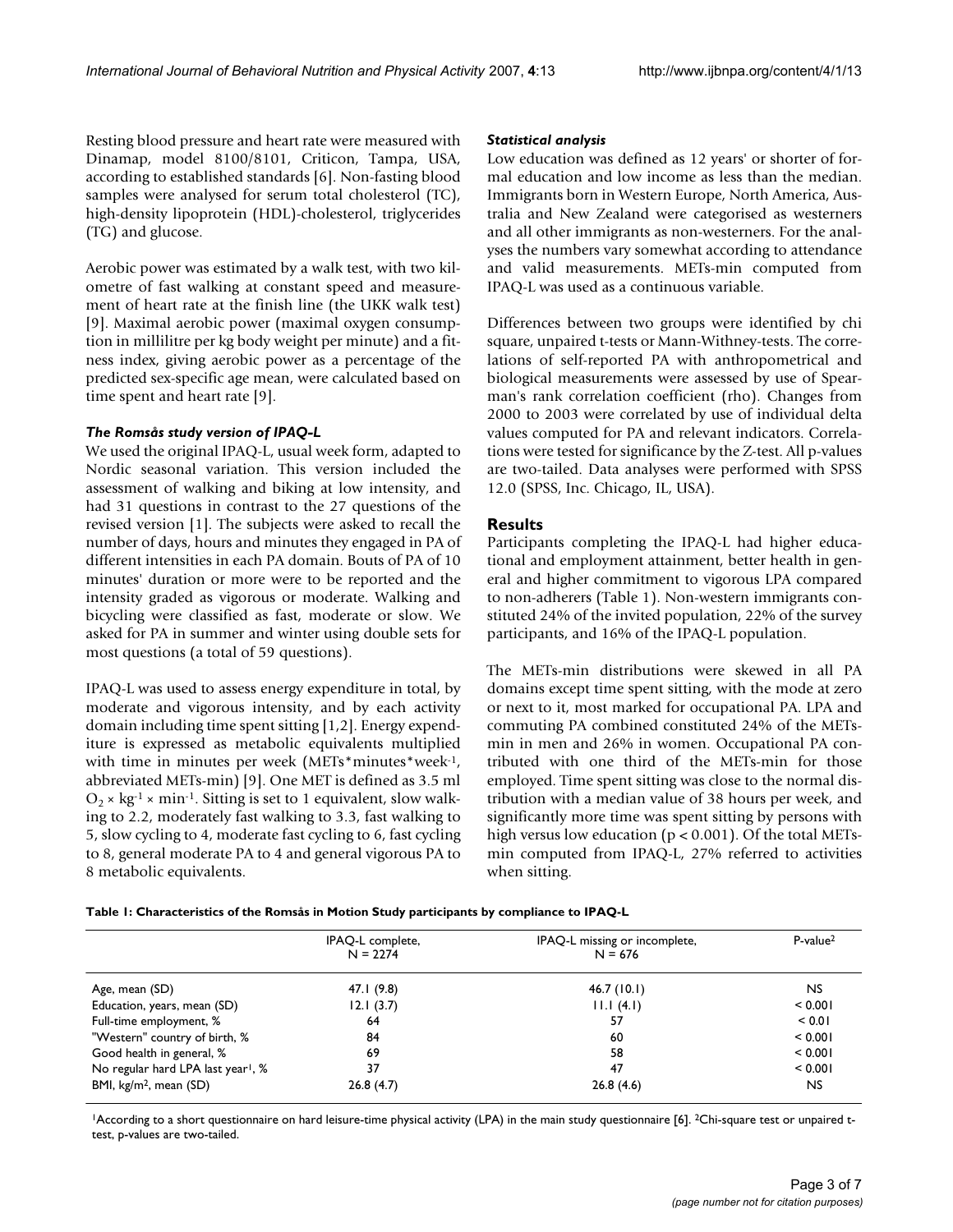Resting blood pressure and heart rate were measured with Dinamap, model 8100/8101, Criticon, Tampa, USA, according to established standards [6]. Non-fasting blood samples were analysed for serum total cholesterol (TC), high-density lipoprotein (HDL)-cholesterol, triglycerides (TG) and glucose.

Aerobic power was estimated by a walk test, with two kilometre of fast walking at constant speed and measurement of heart rate at the finish line (the UKK walk test) [9]. Maximal aerobic power (maximal oxygen consumption in millilitre per kg body weight per minute) and a fitness index, giving aerobic power as a percentage of the predicted sex-specific age mean, were calculated based on time spent and heart rate [9].

### *The Romsås study version of IPAQ-L*

We used the original IPAQ-L, usual week form, adapted to Nordic seasonal variation. This version included the assessment of walking and biking at low intensity, and had 31 questions in contrast to the 27 questions of the revised version [1]. The subjects were asked to recall the number of days, hours and minutes they engaged in PA of different intensities in each PA domain. Bouts of PA of 10 minutes' duration or more were to be reported and the intensity graded as vigorous or moderate. Walking and bicycling were classified as fast, moderate or slow. We asked for PA in summer and winter using double sets for most questions (a total of 59 questions).

IPAQ-L was used to assess energy expenditure in total, by moderate and vigorous intensity, and by each activity domain including time spent sitting [1,2]. Energy expenditure is expressed as metabolic equivalents multiplied with time in minutes per week (METs*minutes*week$^{-1}$, abbreviated METs-min) [9]. One MET is defined as 3.5 ml $O_2 \times kg^{-1} \times min^{-1}$. Sitting is set to 1 equivalent, slow walking to 2.2, moderately fast walking to 3.3, fast walking to 5, slow cycling to 4, moderate fast cycling to 6, fast cycling to 8, general moderate PA to 4 and general vigorous PA to 8 metabolic equivalents.

### *Statistical analysis*

Low education was defined as 12 years' or shorter of formal education and low income as less than the median. Immigrants born in Western Europe, North America, Australia and New Zealand were categorised as westerners and all other immigrants as non-westerners. For the analyses the numbers vary somewhat according to attendance and valid measurements. METs-min computed from IPAQ-L was used as a continuous variable.

Differences between two groups were identified by chi square, unpaired t-tests or Mann-Withney-tests. The correlations of self-reported PA with anthropometrical and biological measurements were assessed by use of Spearman's rank correlation coefficient (rho). Changes from 2000 to 2003 were correlated by use of individual delta values computed for PA and relevant indicators. Correlations were tested for significance by the Z-test. All p-values are two-tailed. Data analyses were performed with SPSS 12.0 (SPSS, Inc. Chicago, IL, USA).

## Results

Participants completing the IPAQ-L had higher educational and employment attainment, better health in general and higher commitment to vigorous LPA compared to non-adherers (Table 1). Non-western immigrants constituted 24% of the invited population, 22% of the survey participants, and 16% of the IPAQ-L population.

The METs-min distributions were skewed in all PA domains except time spent sitting, with the mode at zero or next to it, most marked for occupational PA. LPA and commuting PA combined constituted 24% of the METs-min in men and 26% in women. Occupational PA contributed with one third of the METs-min for those employed. Time spent sitting was close to the normal distribution with a median value of 38 hours per week, and significantly more time was spent sitting by persons with high versus low education ($p < 0.001$). Of the total METs-min computed from IPAQ-L, 27% referred to activities when sitting.

**Table 1: Characteristics of the Romsås in Motion Study participants by compliance to IPAQ-L**

| | IPAQ-L complete, N = 2274 | IPAQ-L missing or incomplete, N = 676 | P-value[2] |
|---|---|---|---|
| Age, mean (SD) | 47.1 (9.8) | 46.7 (10.1) | NS |
| Education, years, mean (SD) | 12.1 (3.7) | 11.1 (4.1) | < 0.001 |
| Full-time employment, % | 64 | 57 | < 0.01 |
| "Western" country of birth, % | 84 | 60 | < 0.001 |
| Good health in general, % | 69 | 58 | < 0.001 |
| No regular hard LPA last year[1], % | 37 | 47 | < 0.001 |
| BMI, kg/m$^2$, mean (SD) | 26.8 (4.7) | 26.8 (4.6) | NS |

[1]According to a short questionnaire on hard leisure-time physical activity (LPA) in the main study questionnaire [6]. [2]Chi-square test or unpaired t-test, p-values are two-tailed.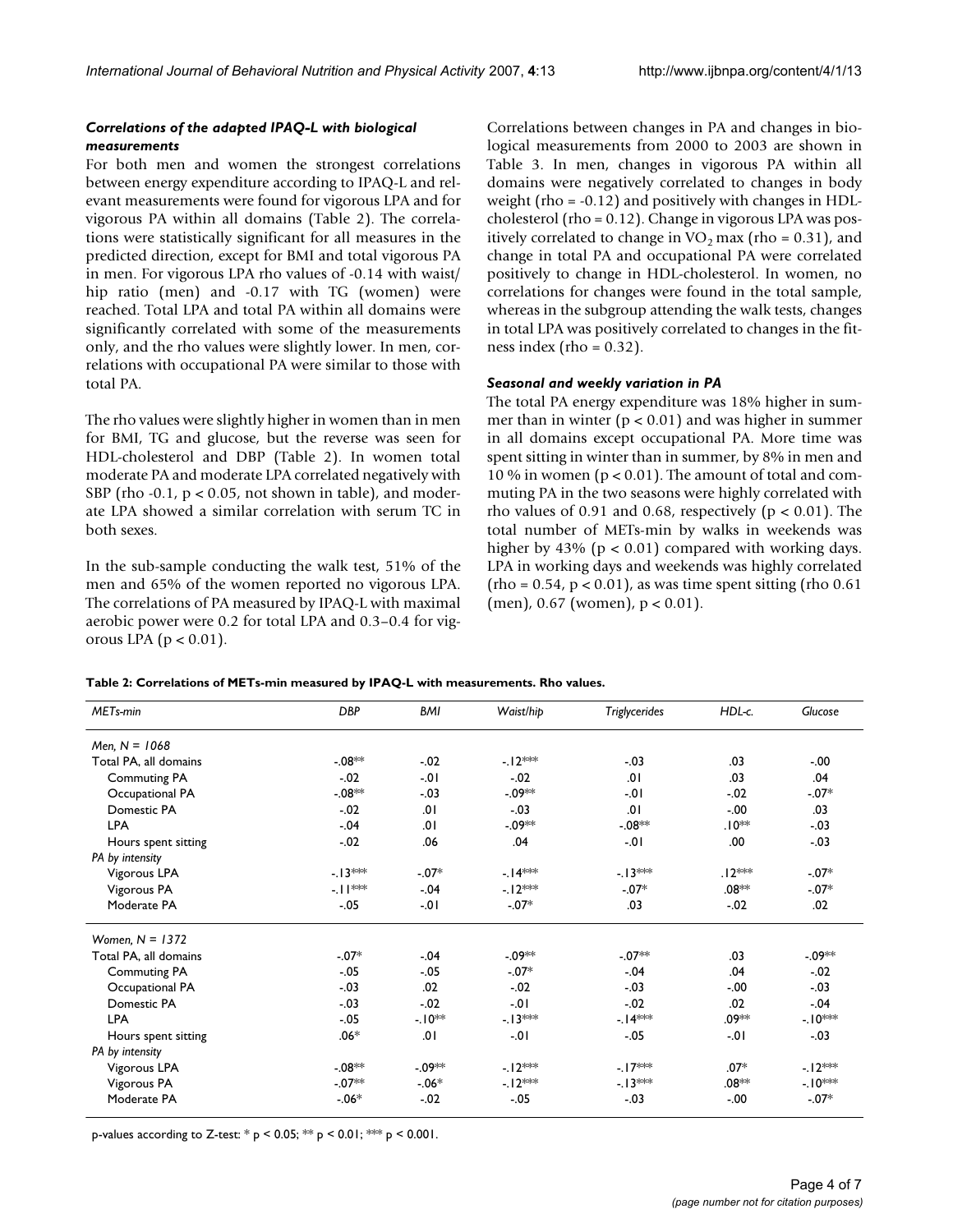### Correlations of the adapted IPAQ-L with biological measurements

For both men and women the strongest correlations between energy expenditure according to IPAQ-L and relevant measurements were found for vigorous LPA and for vigorous PA within all domains (Table 2). The correlations were statistically significant for all measures in the predicted direction, except for BMI and total vigorous PA in men. For vigorous LPA rho values of -0.14 with waist/hip ratio (men) and -0.17 with TG (women) were reached. Total LPA and total PA within all domains were significantly correlated with some of the measurements only, and the rho values were slightly lower. In men, correlations with occupational PA were similar to those with total PA.

The rho values were slightly higher in women than in men for BMI, TG and glucose, but the reverse was seen for HDL-cholesterol and DBP (Table 2). In women total moderate PA and moderate LPA correlated negatively with SBP (rho -0.1, $p < 0.05$, not shown in table), and moderate LPA showed a similar correlation with serum TC in both sexes.

In the sub-sample conducting the walk test, 51% of the men and 65% of the women reported no vigorous LPA. The correlations of PA measured by IPAQ-L with maximal aerobic power were 0.2 for total LPA and 0.3–0.4 for vigorous LPA ($p < 0.01$).

Correlations between changes in PA and changes in biological measurements from 2000 to 2003 are shown in Table 3. In men, changes in vigorous PA within all domains were negatively correlated to changes in body weight (rho = -0.12) and positively with changes in HDL-cholesterol (rho = 0.12). Change in vigorous LPA was positively correlated to change in $VO_2$ max (rho = 0.31), and change in total PA and occupational PA were correlated positively to change in HDL-cholesterol. In women, no correlations for changes were found in the total sample, whereas in the subgroup attending the walk tests, changes in total LPA was positively correlated to changes in the fitness index (rho = 0.32).

### Seasonal and weekly variation in PA

The total PA energy expenditure was 18% higher in summer than in winter ($p < 0.01$) and was higher in summer in all domains except occupational PA. More time was spent sitting in winter than in summer, by 8% in men and 10 % in women ($p < 0.01$). The amount of total and commuting PA in the two seasons were highly correlated with rho values of 0.91 and 0.68, respectively ($p < 0.01$). The total number of METs-min by walks in weekends was higher by 43% ($p < 0.01$) compared with working days. LPA in working days and weekends was highly correlated (rho = 0.54, $p < 0.01$), as was time spent sitting (rho 0.61 (men), 0.67 (women), $p < 0.01$).

**Table 2: Correlations of METs-min measured by IPAQ-L with measurements. Rho values.**

| *METs-min* | *DBP* | *BMI* | *Waist/hip* | *Triglycerides* | *HDL-c.* | *Glucose* |
|---|---|---|---|---|---|---|
| *Men, N = 1068* | | | | | | |
| Total PA, all domains | -.08** | -.02 | -.12*** | -.03 | .03 | -.00 |
| Commuting PA | -.02 | -.01 | -.02 | .01 | .03 | .04 |
| Occupational PA | -.08** | -.03 | -.09** | -.01 | -.02 | -.07* |
| Domestic PA | -.02 | .01 | -.03 | .01 | -.00 | .03 |
| LPA | -.04 | .01 | -.09** | -.08** | .10** | -.03 |
| Hours spent sitting | -.02 | .06 | .04 | -.01 | .00 | -.03 |
| *PA by intensity* | | | | | | |
| Vigorous LPA | -.13*** | -.07* | -.14*** | -.13*** | .12*** | -.07* |
| Vigorous PA | -.11*** | -.04 | -.12*** | -.07* | .08** | -.07* |
| Moderate PA | -.05 | -.01 | -.07* | .03 | -.02 | .02 |
| *Women, N = 1372* | | | | | | |
| Total PA, all domains | -.07* | -.04 | -.09** | -.07** | .03 | -.09** |
| Commuting PA | -.05 | -.05 | -.07* | -.04 | .04 | -.02 |
| Occupational PA | -.03 | .02 | -.02 | -.03 | -.00 | -.03 |
| Domestic PA | -.03 | -.02 | -.01 | -.02 | .02 | -.04 |
| LPA | -.05 | -.10** | -.13*** | -.14*** | .09** | -.10*** |
| Hours spent sitting | .06* | .01 | -.01 | -.05 | -.01 | -.03 |
| *PA by intensity* | | | | | | |
| Vigorous LPA | -.08** | -.09** | -.12*** | -.17*** | .07* | -.12*** |
| Vigorous PA | -.07** | -.06* | -.12*** | -.13*** | .08** | -.10*** |
| Moderate PA | -.06* | -.02 | -.05 | -.03 | -.00 | -.07* |

p-values according to Z-test: * $p < 0.05$; ** $p < 0.01$; *** $p < 0.001$.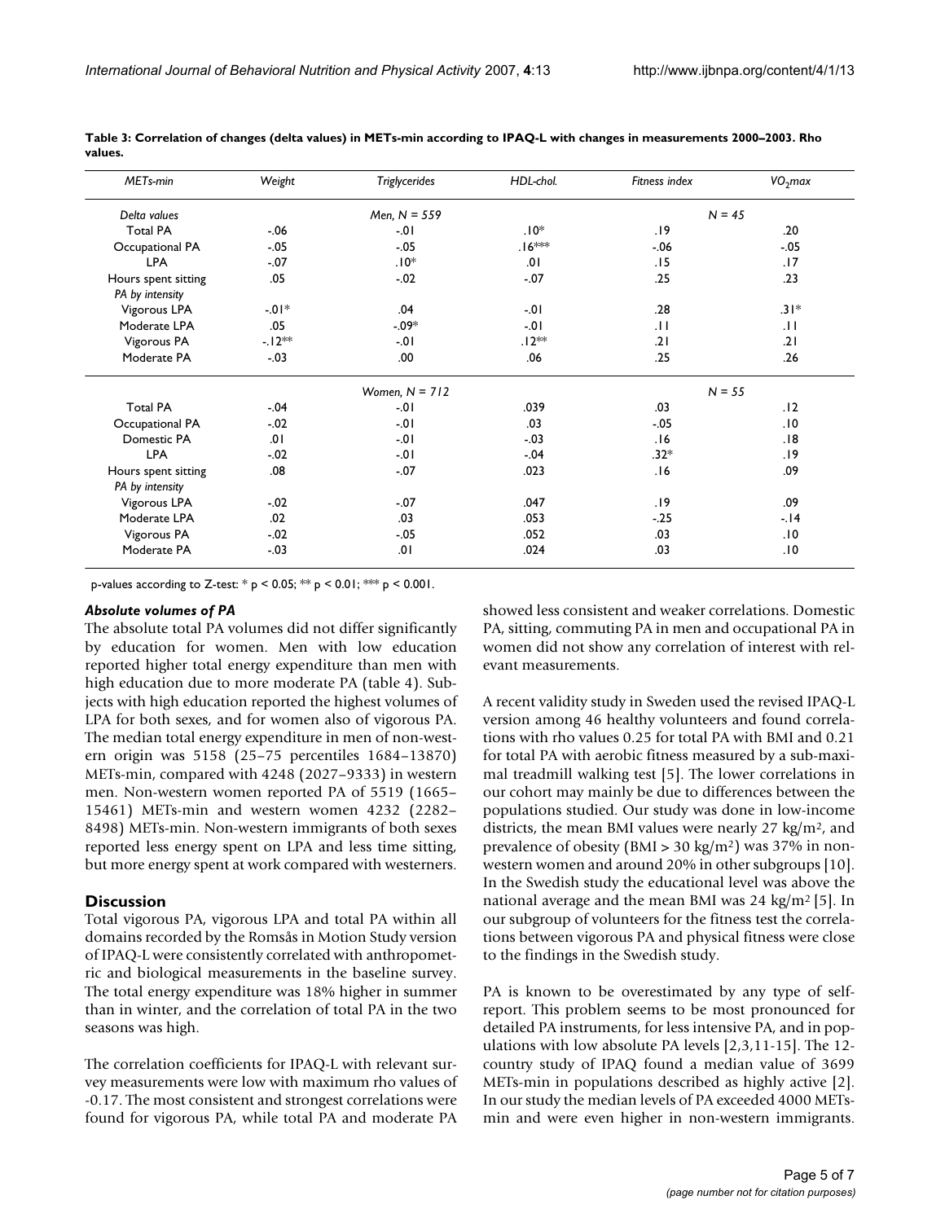**Table 3: Correlation of changes (delta values) in METs-min according to IPAQ-L with changes in measurements 2000–2003. Rho values.**

| *METs-min* | *Weight* | *Triglycerides* | *HDL-chol.* | *Fitness index* | *$VO_2max$* |
|---|---|---|---|---|---|
| *Delta values* | | *Men, N = 559* | | *N = 45* | |
| Total PA | -.06 | -.01 | .10* | .19 | .20 |
| Occupational PA | -.05 | -.05 | .16*** | -.06 | -.05 |
| LPA | -.07 | .10* | .01 | .15 | .17 |
| Hours spent sitting | .05 | -.02 | -.07 | .25 | .23 |
| *PA by intensity* | | | | | |
| Vigorous LPA | -.01* | .04 | -.01 | .28 | .31* |
| Moderate LPA | .05 | -.09* | -.01 | .11 | .11 |
| Vigorous PA | -.12** | -.01 | .12** | .21 | .21 |
| Moderate PA | -.03 | .00 | .06 | .25 | .26 |
| | | *Women, N = 712* | | *N = 55* | |
| Total PA | -.04 | -.01 | .039 | .03 | .12 |
| Occupational PA | -.02 | -.01 | .03 | -.05 | .10 |
| Domestic PA | .01 | -.01 | -.03 | .16 | .18 |
| LPA | -.02 | -.01 | -.04 | .32* | .19 |
| Hours spent sitting | .08 | -.07 | .023 | .16 | .09 |
| *PA by intensity* | | | | | |
| Vigorous LPA | -.02 | -.07 | .047 | .19 | .09 |
| Moderate LPA | .02 | .03 | .053 | -.25 | -.14 |
| Vigorous PA | -.02 | -.05 | .052 | .03 | .10 |
| Moderate PA | -.03 | .01 | .024 | .03 | .10 |

p-values according to Z-test: * $p < 0.05$; ** $p < 0.01$; *** $p < 0.001$.

### *Absolute volumes of PA*

The absolute total PA volumes did not differ significantly by education for women. Men with low education reported higher total energy expenditure than men with high education due to more moderate PA (table 4). Subjects with high education reported the highest volumes of LPA for both sexes, and for women also of vigorous PA. The median total energy expenditure in men of non-western origin was 5158 (25–75 percentiles 1684–13870) METs-min, compared with 4248 (2027–9333) in western men. Non-western women reported PA of 5519 (1665–15461) METs-min and western women 4232 (2282–8498) METs-min. Non-western immigrants of both sexes reported less energy spent on LPA and less time sitting, but more energy spent at work compared with westerners.

## Discussion

Total vigorous PA, vigorous LPA and total PA within all domains recorded by the Romsås in Motion Study version of IPAQ-L were consistently correlated with anthropometric and biological measurements in the baseline survey. The total energy expenditure was 18% higher in summer than in winter, and the correlation of total PA in the two seasons was high.

The correlation coefficients for IPAQ-L with relevant survey measurements were low with maximum rho values of -0.17. The most consistent and strongest correlations were found for vigorous PA, while total PA and moderate PA showed less consistent and weaker correlations. Domestic PA, sitting, commuting PA in men and occupational PA in women did not show any correlation of interest with relevant measurements.

A recent validity study in Sweden used the revised IPAQ-L version among 46 healthy volunteers and found correlations with rho values 0.25 for total PA with BMI and 0.21 for total PA with aerobic fitness measured by a sub-maximal treadmill walking test [5]. The lower correlations in our cohort may mainly be due to differences between the populations studied. Our study was done in low-income districts, the mean BMI values were nearly 27 $kg/m^2$, and prevalence of obesity (BMI > 30 $kg/m^2$) was 37% in non-western women and around 20% in other subgroups [10]. In the Swedish study the educational level was above the national average and the mean BMI was 24 $kg/m^2$ [5]. In our subgroup of volunteers for the fitness test the correlations between vigorous PA and physical fitness were close to the findings in the Swedish study.

PA is known to be overestimated by any type of self-report. This problem seems to be most pronounced for detailed PA instruments, for less intensive PA, and in populations with low absolute PA levels [2,3,11-15]. The 12-country study of IPAQ found a median value of 3699 METs-min in populations described as highly active [2]. In our study the median levels of PA exceeded 4000 METs-min and were even higher in non-western immigrants.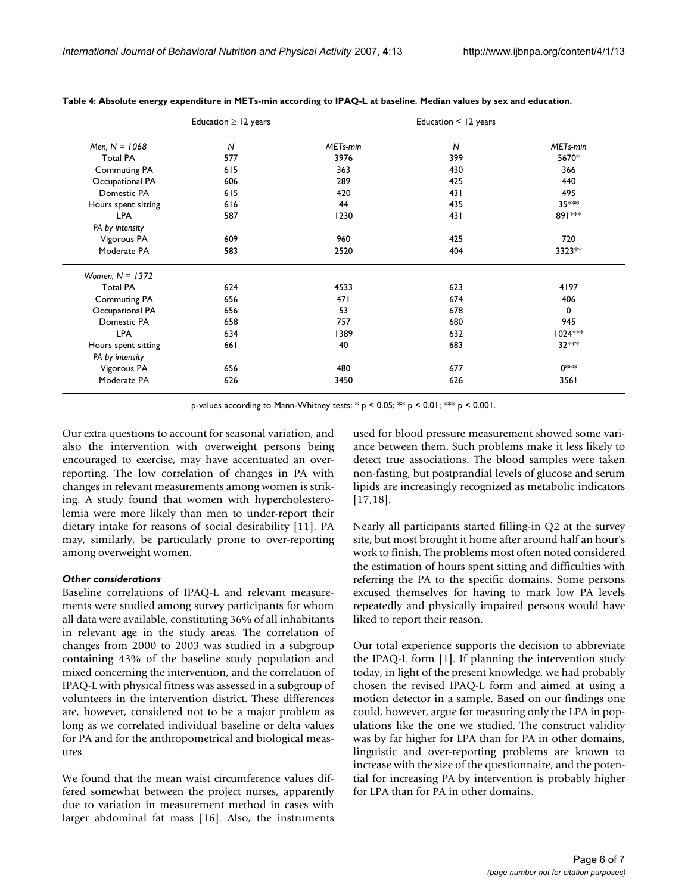**Table 4: Absolute energy expenditure in METs-min according to IPAQ-L at baseline. Median values by sex and education.**

| | Education ≥ 12 years | | Education < 12 years | |
|---|---|---|---|---|
| *Men, N = 1068* | *N* | *METs-min* | *N* | *METs-min* |
| Total PA | 577 | 3976 | 399 | 5670* |
| Commuting PA | 615 | 363 | 430 | 366 |
| Occupational PA | 606 | 289 | 425 | 440 |
| Domestic PA | 615 | 420 | 431 | 495 |
| Hours spent sitting | 616 | 44 | 435 | 35*** |
| LPA | 587 | 1230 | 431 | 891*** |
| *PA by intensity* | | | | |
| Vigorous PA | 609 | 960 | 425 | 720 |
| Moderate PA | 583 | 2520 | 404 | 3323** |
| *Women, N = 1372* | | | | |
| Total PA | 624 | 4533 | 623 | 4197 |
| Commuting PA | 656 | 471 | 674 | 406 |
| Occupational PA | 656 | 53 | 678 | 0 |
| Domestic PA | 658 | 757 | 680 | 945 |
| LPA | 634 | 1389 | 632 | 1024*** |
| Hours spent sitting | 661 | 40 | 683 | 32*** |
| *PA by intensity* | | | | |
| Vigorous PA | 656 | 480 | 677 | 0*** |
| Moderate PA | 626 | 3450 | 626 | 3561 |

p-values according to Mann-Whitney tests: * $p < 0.05$; ** $p < 0.01$; *** $p < 0.001$.

Our extra questions to account for seasonal variation, and also the intervention with overweight persons being encouraged to exercise, may have accentuated an over-reporting. The low correlation of changes in PA with changes in relevant measurements among women is striking. A study found that women with hypercholesterolemia were more likely than men to under-report their dietary intake for reasons of social desirability [11]. PA may, similarly, be particularly prone to over-reporting among overweight women.

### *Other considerations*

Baseline correlations of IPAQ-L and relevant measurements were studied among survey participants for whom all data were available, constituting 36% of all inhabitants in relevant age in the study areas. The correlation of changes from 2000 to 2003 was studied in a subgroup containing 43% of the baseline study population and mixed concerning the intervention, and the correlation of IPAQ-L with physical fitness was assessed in a subgroup of volunteers in the intervention district. These differences are, however, considered not to be a major problem as long as we correlated individual baseline or delta values for PA and for the anthropometrical and biological measures.

We found that the mean waist circumference values differed somewhat between the project nurses, apparently due to variation in measurement method in cases with larger abdominal fat mass [16]. Also, the instruments used for blood pressure measurement showed some variance between them. Such problems make it less likely to detect true associations. The blood samples were taken non-fasting, but postprandial levels of glucose and serum lipids are increasingly recognized as metabolic indicators [17,18].

Nearly all participants started filling-in Q2 at the survey site, but most brought it home after around half an hour's work to finish. The problems most often noted considered the estimation of hours spent sitting and difficulties with referring the PA to the specific domains. Some persons excused themselves for having to mark low PA levels repeatedly and physically impaired persons would have liked to report their reason.

Our total experience supports the decision to abbreviate the IPAQ-L form [1]. If planning the intervention study today, in light of the present knowledge, we had probably chosen the revised IPAQ-L form and aimed at using a motion detector in a sample. Based on our findings one could, however, argue for measuring only the LPA in populations like the one we studied. The construct validity was by far higher for LPA than for PA in other domains, linguistic and over-reporting problems are known to increase with the size of the questionnaire, and the potential for increasing PA by intervention is probably higher for LPA than for PA in other domains.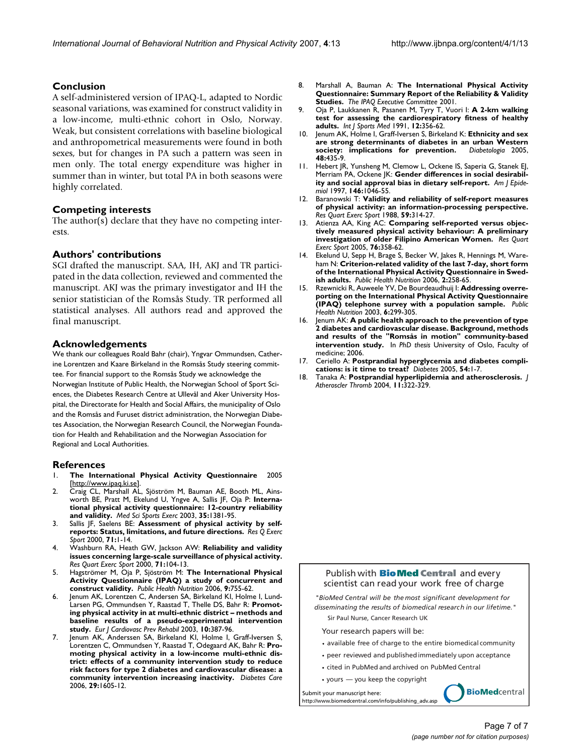## Conclusion

A self-administered version of IPAQ-L, adapted to Nordic seasonal variations, was examined for construct validity in a low-income, multi-ethnic cohort in Oslo, Norway. Weak, but consistent correlations with baseline biological and anthropometrical measurements were found in both sexes, but for changes in PA such a pattern was seen in men only. The total energy expenditure was higher in summer than in winter, but total PA in both seasons were highly correlated.

## Competing interests

The author(s) declare that they have no competing interests.

## Authors' contributions

SGI drafted the manuscript. SAA, IH, AKJ and TR participated in the data collection, reviewed and commented the manuscript. AKJ was the primary investigator and IH the senior statistician of the Romsås Study. TR performed all statistical analyses. All authors read and approved the final manuscript.

## Acknowledgements

We thank our colleagues Roald Bahr (chair), Yngvar Ommundsen, Catherine Lorentzen and Kaare Birkeland in the Romsås Study steering committee. For financial support to the Romsås Study we acknowledge the Norwegian Institute of Public Health, the Norwegian School of Sport Sciences, the Diabetes Research Centre at Ullevål and Aker University Hospital, the Directorate for Health and Social Affairs, the municipality of Oslo and the Romsås and Furuset district administration, the Norwegian Diabetes Association, the Norwegian Research Council, the Norwegian Foundation for Health and Rehabilitation and the Norwegian Association for Regional and Local Authorities.

## References

1. **The International Physical Activity Questionnaire** 2005 [http://www.ipaq.ki.se].
2. Craig CL, Marshall AL, Sjöström M, Bauman AE, Booth ML, Ainsworth BE, Pratt M, Ekelund U, Yngve A, Sallis JF, Oja P: **International physical activity questionnaire: 12-country reliability and validity.** *Med Sci Sports Exerc* 2003, **35:**1381-95.
3. Sallis JF, Saelens BE: **Assessment of physical activity by self-reports: Status, limitations, and future directions.** *Res Q Exerc Sport* 2000, **71:**1-14.
4. Washburn RA, Heath GW, Jackson AW: **Reliability and validity issues concerning large-scale surveillance of physical activity.** *Res Quart Exerc Sport* 2000, **71:**104-13.
5. Hagströmer M, Oja P, Sjöström M: **The International Physical Activity Questionnaire (IPAQ) a study of concurrent and construct validity.** *Public Health Nutrition* 2006, **9:**755-62.
6. Jenum AK, Lorentzen C, Andersen SA, Birkeland KI, Holme I, Lund-Larsen PG, Ommundsen Y, Raastad T, Thelle DS, Bahr R: **Promoting physical activity in at multi-ethnic district – methods and baseline results of a pseudo-experimental intervention study.** *Eur J Cardiovasc Prev Rehabil* 2003, **10:**387-96.
7. Jenum AK, Anderssen SA, Birkeland KI, Holme I, Graff-Iversen S, Lorentzen C, Ommundsen Y, Raastad T, Odegaard AK, Bahr R: **Promoting physical activity in a low-income multi-ethnic district: effects of a community intervention study to reduce risk factors for type 2 diabetes and cardiovascular disease: a community intervention increasing inactivity.** *Diabetes Care* 2006, **29:**1605-12.
8. Marshall A, Bauman A: **The International Physical Activity Questionnaire: Summary Report of the Reliability & Validity Studies.** *The IPAQ Executive Committee* 2001.
9. Oja P, Laukkanen R, Pasanen M, Tyry T, Vuori I: **A 2-km walking test for assessing the cardiorespiratory fitness of healthy adults.** *Int J Sports Med* 1991, **12:**356-62.
10. Jenum AK, Holme I, Graff-Iversen S, Birkeland K: **Ethnicity and sex are strong determinants of diabetes in an urban Western society: implications for prevention.** *Diabetologia* 2005, **48:**435-9.
11. Hebert JR, Yunsheng M, Clemow L, Ockene IS, Saperia G, Stanek EJ, Merriam PA, Ockene JK: **Gender differences in social desirability and social approval bias in dietary self-report.** *Am J Epidemiol* 1997, **146:**1046-55.
12. Baranowski T: **Validity and reliability of self-report measures of physical activity: an information-processing perspective.** *Res Quart Exerc Sport* 1988, **59:**314-27.
13. Atienza AA, King AC: **Comparing self-reported versus objectively measured physical activity behaviour: A preliminary investigation of older Filipino American Women.** *Res Quart Exerc Sport* 2005, **76:**358-62.
14. Ekelund U, Sepp H, Brage S, Becker W, Jakes R, Hennings M, Wareham N: **Criterion-related validity of the last 7-day, short form of the International Physical Activity Questionnaire in Swedish adults.** *Public Health Nutrition* 2006, **2:**258-65.
15. Rzewnicki R, Auweele YV, De Bourdeaudhuij I: **Addressing overreporting on the International Physical Activity Questionnaire (IPAQ) telephone survey with a population sample.** *Public Health Nutrition* 2003, **6:**299-305.
16. Jenum AK: **A public health approach to the prevention of type 2 diabetes and cardiovascular disease. Background, methods and results of the "Romsås in motion" community-based intervention study.** In *PhD thesis* University of Oslo, Faculty of medicine; 2006.
17. Ceriello A: **Postprandial hyperglycemia and diabetes complications: is it time to treat?** *Diabetes* 2005, **54:**1-7.
18. Tanaka A: **Postprandial hyperlipidemia and atherosclerosis.** *J Atheroscler Thromb* 2004, **11:**322-329.

Publish with **BioMed Central** and every scientist can read your work free of charge

*"BioMed Central will be the most significant development for disseminating the results of biomedical research in our lifetime."*

Sir Paul Nurse, Cancer Research UK

Your research papers will be:

- available free of charge to the entire biomedical community
- peer reviewed and published immediately upon acceptance
- cited in PubMed and archived on PubMed Central
- yours — you keep the copyright

Submit your manuscript here:
http://www.biomedcentral.com/info/publishing_adv.asp

**BioMed**central